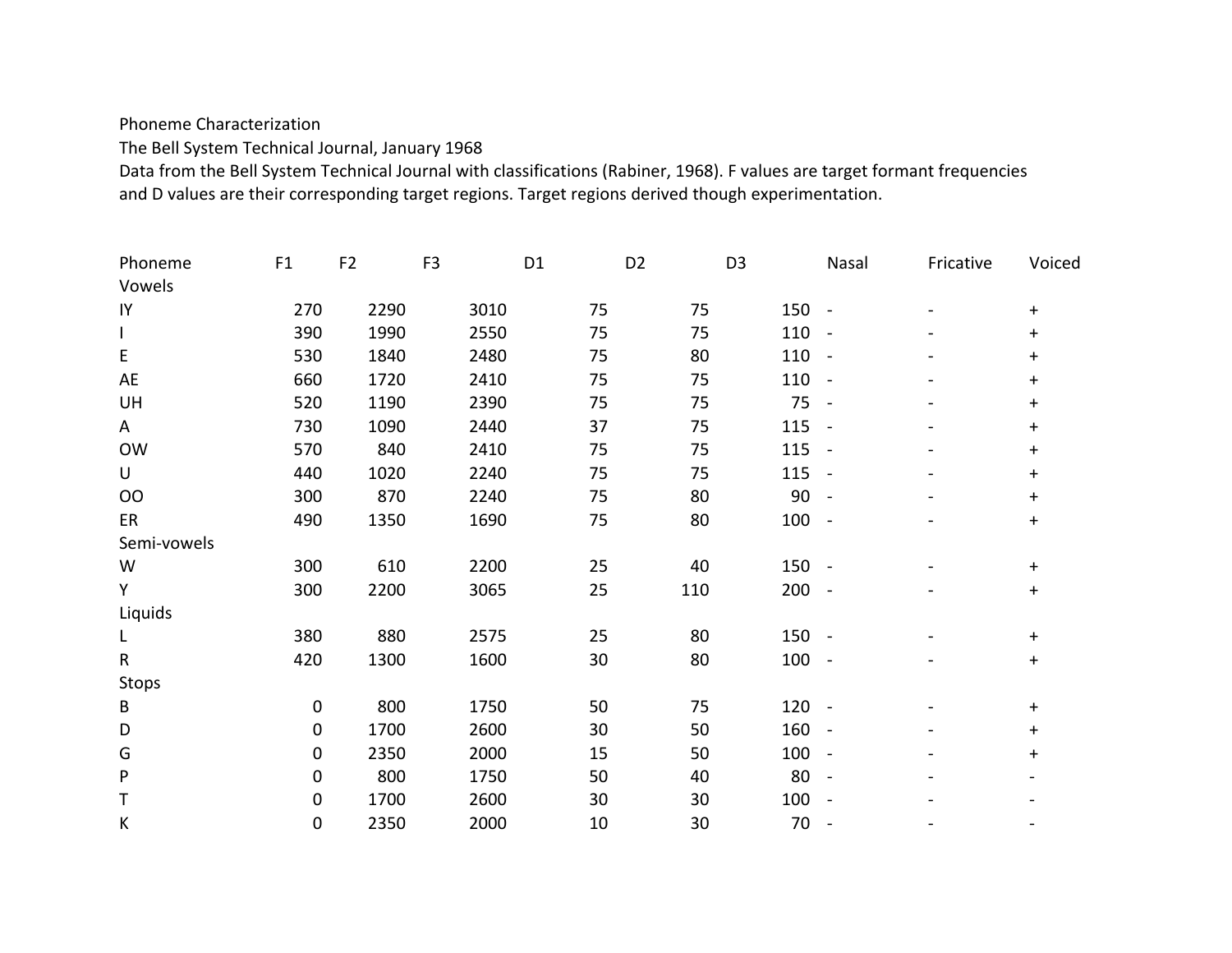Phoneme Characterization

The Bell System Technical Journal, January 1968

Data from the Bell System Technical Journal with classifications (Rabiner, 1968). F values are target formant frequencies and D values are their corresponding target regions. Target regions derived though experimentation.

| Phoneme | F1 | F2 | F3 | D1 | D2 | D3 | Nasal | Fricative | Voiced |
|---|---|---|---|---|---|---|---|---|---|
| Vowels | | | | | | | | | |
| IY | 270 | 2290 | 3010 | 75 | 75 | 150 | - | - | + |
| I | 390 | 1990 | 2550 | 75 | 75 | 110 | - | - | + |
| E | 530 | 1840 | 2480 | 75 | 80 | 110 | - | - | + |
| AE | 660 | 1720 | 2410 | 75 | 75 | 110 | - | - | + |
| UH | 520 | 1190 | 2390 | 75 | 75 | 75 | - | - | + |
| A | 730 | 1090 | 2440 | 37 | 75 | 115 | - | - | + |
| OW | 570 | 840 | 2410 | 75 | 75 | 115 | - | - | + |
| U | 440 | 1020 | 2240 | 75 | 75 | 115 | - | - | + |
| OO | 300 | 870 | 2240 | 75 | 80 | 90 | - | - | + |
| ER | 490 | 1350 | 1690 | 75 | 80 | 100 | - | - | + |
| Semi-vowels | | | | | | | | | |
| W | 300 | 610 | 2200 | 25 | 40 | 150 | - | - | + |
| Y | 300 | 2200 | 3065 | 25 | 110 | 200 | - | - | + |
| Liquids | | | | | | | | | |
| L | 380 | 880 | 2575 | 25 | 80 | 150 | - | - | + |
| R | 420 | 1300 | 1600 | 30 | 80 | 100 | - | - | + |
| Stops | | | | | | | | | |
| B | 0 | 800 | 1750 | 50 | 75 | 120 | - | - | + |
| D | 0 | 1700 | 2600 | 30 | 50 | 160 | - | - | + |
| G | 0 | 2350 | 2000 | 15 | 50 | 100 | - | - | + |
| P | 0 | 800 | 1750 | 50 | 40 | 80 | - | - | - |
| T | 0 | 1700 | 2600 | 30 | 30 | 100 | - | - | - |
| K | 0 | 2350 | 2000 | 10 | 30 | 70 | - | - | - |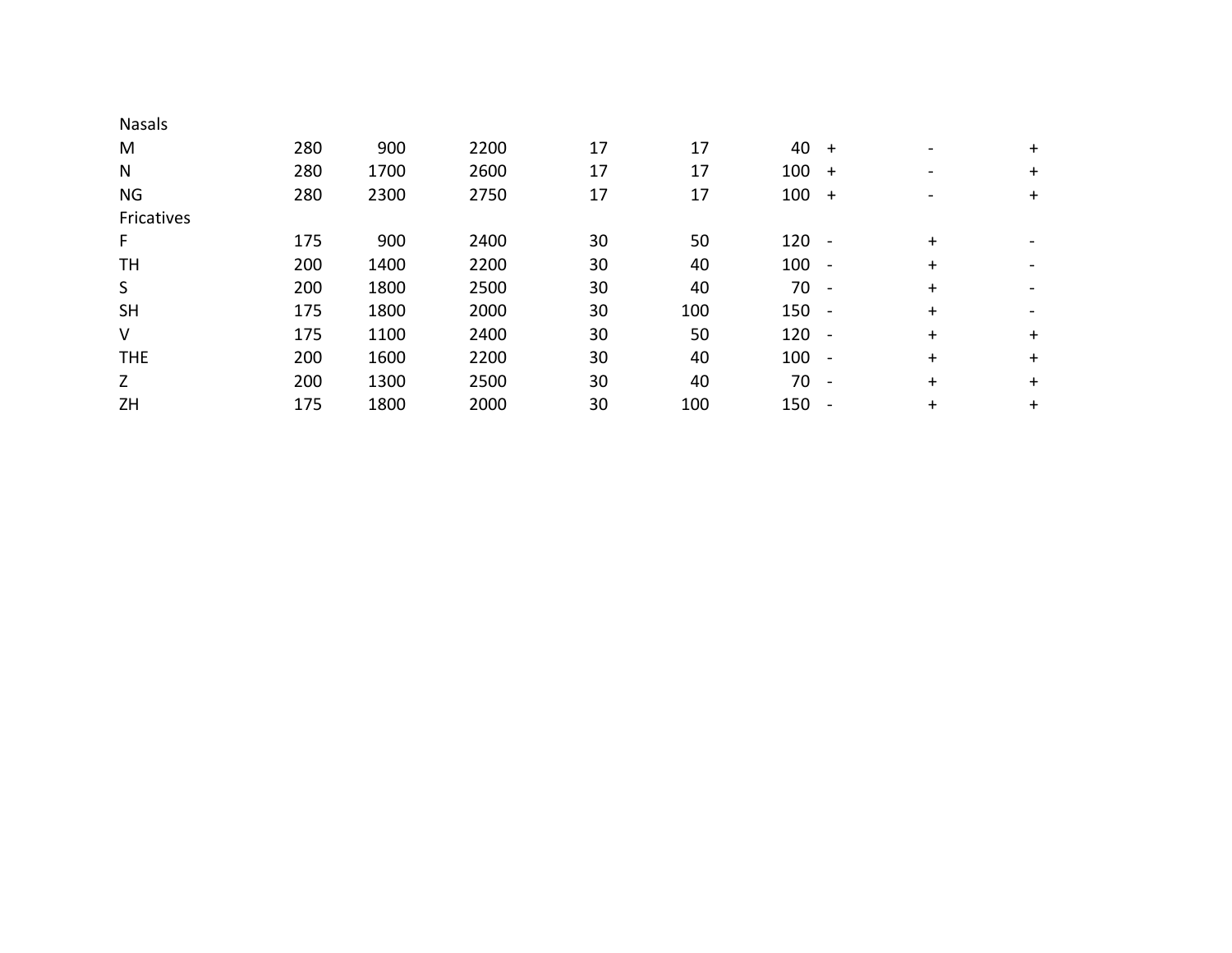| | | | | | | | | | |
|---|---|---|---|---|---|---|---|---|---|
| Nasals | | | | | | | | | |
| M | 280 | 900 | 2200 | 17 | 17 | 40 | + | - | + |
| N | 280 | 1700 | 2600 | 17 | 17 | 100 | + | - | + |
| NG | 280 | 2300 | 2750 | 17 | 17 | 100 | + | - | + |
| Fricatives | | | | | | | | | |
| F | 175 | 900 | 2400 | 30 | 50 | 120 | - | + | - |
| TH | 200 | 1400 | 2200 | 30 | 40 | 100 | - | + | - |
| S | 200 | 1800 | 2500 | 30 | 40 | 70 | - | + | - |
| SH | 175 | 1800 | 2000 | 30 | 100 | 150 | - | + | - |
| V | 175 | 1100 | 2400 | 30 | 50 | 120 | - | + | + |
| THE | 200 | 1600 | 2200 | 30 | 40 | 100 | - | + | + |
| Z | 200 | 1300 | 2500 | 30 | 40 | 70 | - | + | + |
| ZH | 175 | 1800 | 2000 | 30 | 100 | 150 | - | + | + |